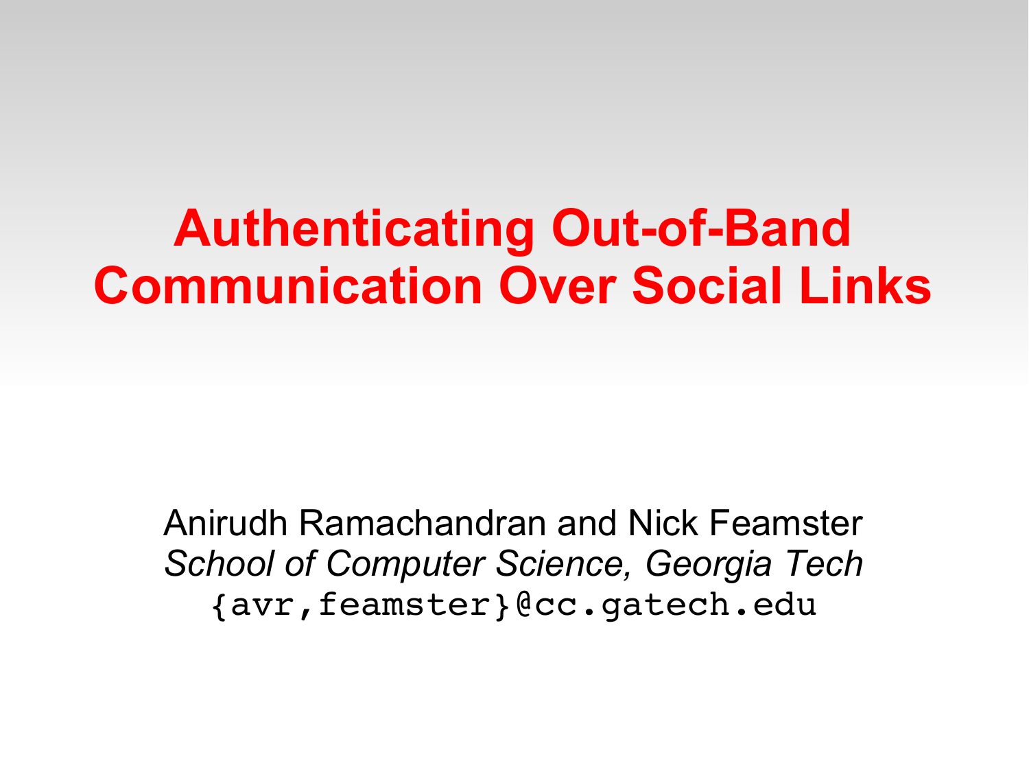# Authenticating Out-of-Band Communication Over Social Links

Anirudh Ramachandran and Nick Feamster

*School of Computer Science, Georgia Tech*

`{avr,feamster}@cc.gatech.edu`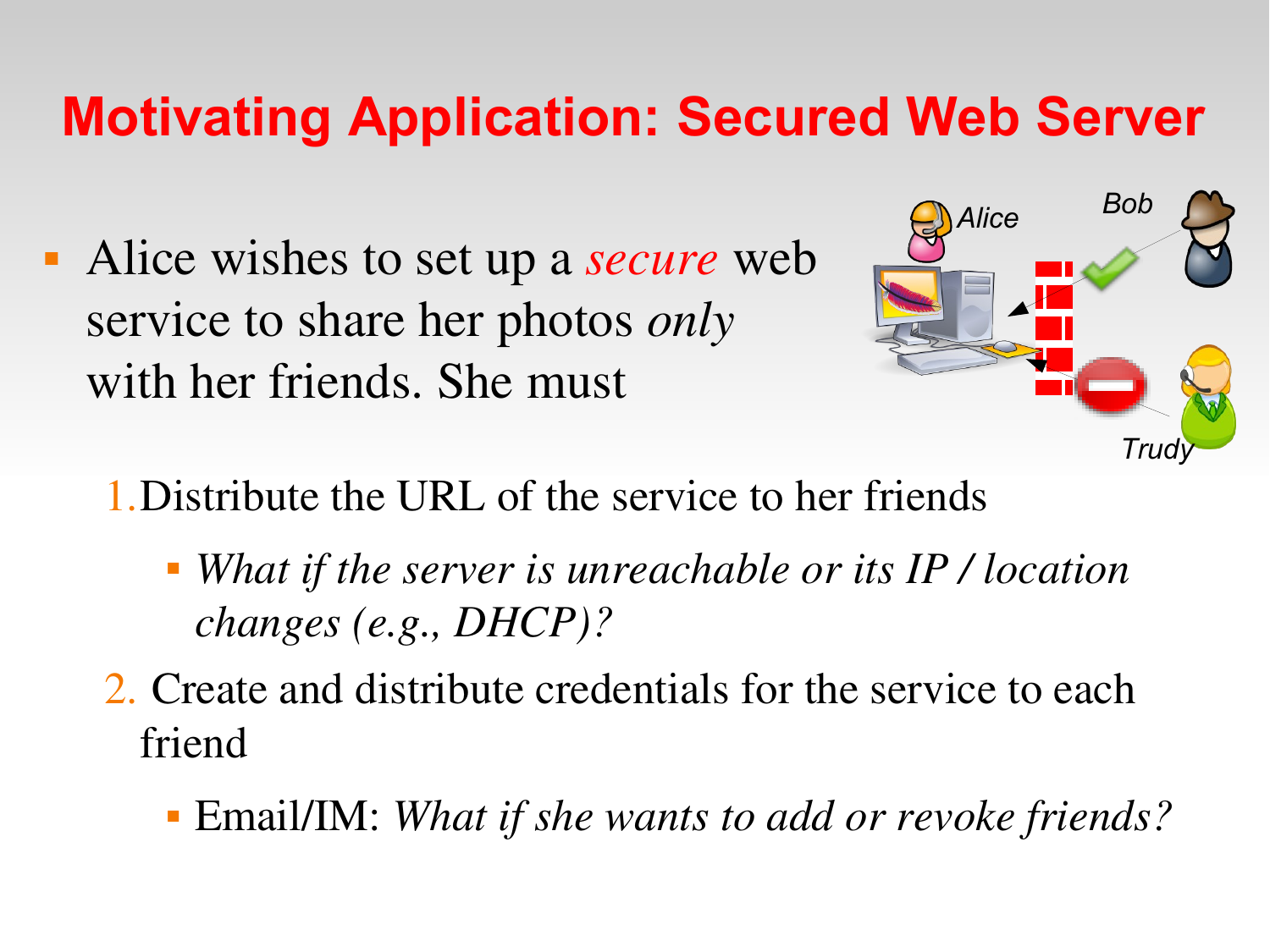# Motivating Application: Secured Web Server

- Alice wishes to set up a *secure* web service to share her photos *only* with her friends. She must

1. Distribute the URL of the service to her friends
   - *What if the server is unreachable or its IP / location changes (e.g., DHCP)?*
2. Create and distribute credentials for the service to each friend
   - Email/IM: *What if she wants to add or revoke friends?*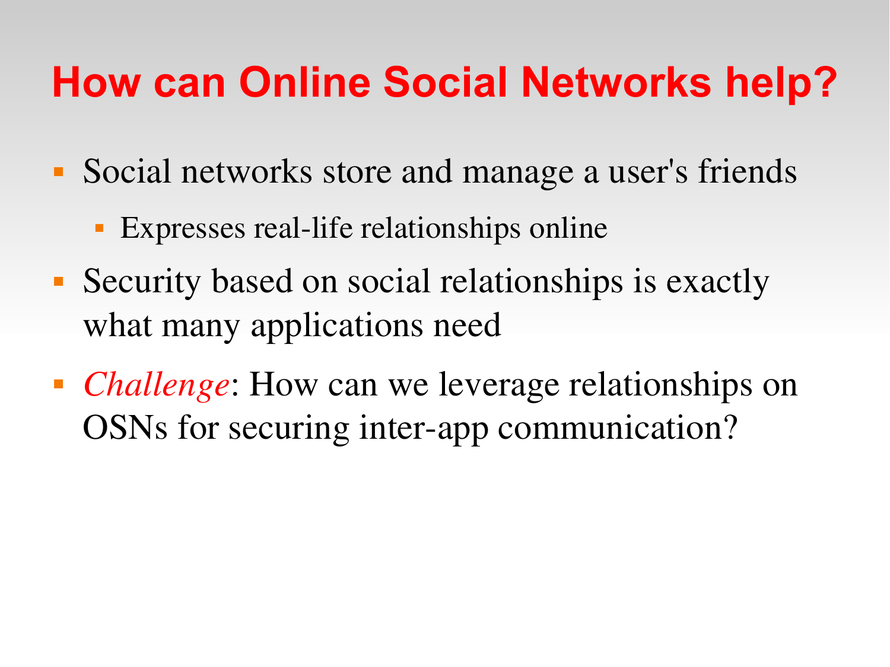# How can Online Social Networks help?

- Social networks store and manage a user's friends
  - Expresses real-life relationships online
- Security based on social relationships is exactly what many applications need
- *Challenge*: How can we leverage relationships on OSNs for securing inter-app communication?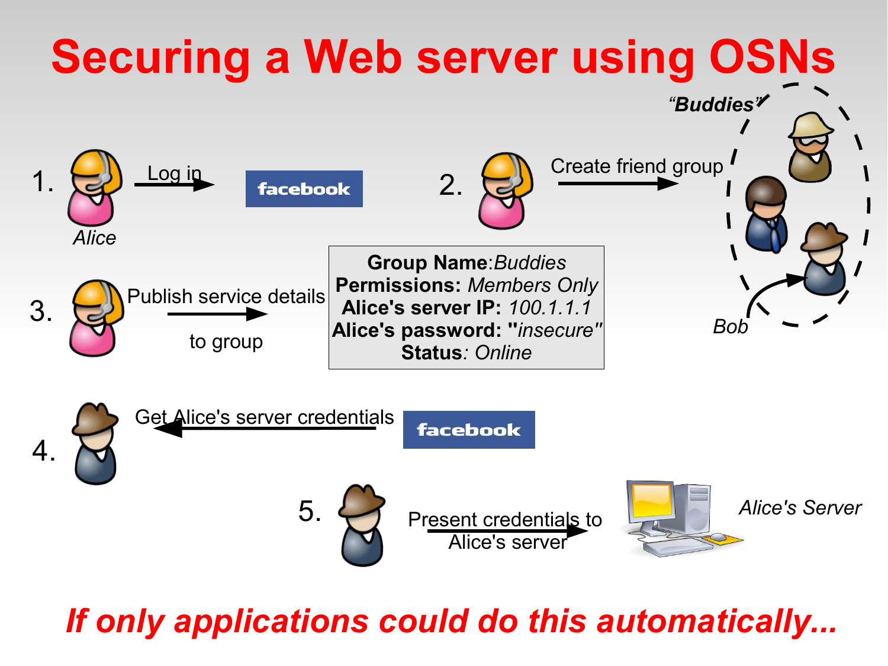# Securing a Web server using OSNs

1. Alice — Log in → facebook

2. Create friend group → *"Buddies"* (Bob)

3. Publish service details to group

**Group Name**:*Buddies*
**Permissions:** *Members Only*
**Alice's server IP:** *100.1.1.1*
**Alice's password: "***insecure***"**
**Status**: *Online*

4. Get Alice's server credentials ← facebook

5. Present credentials to Alice's server → *Alice's Server*

***If only applications could do this automatically...***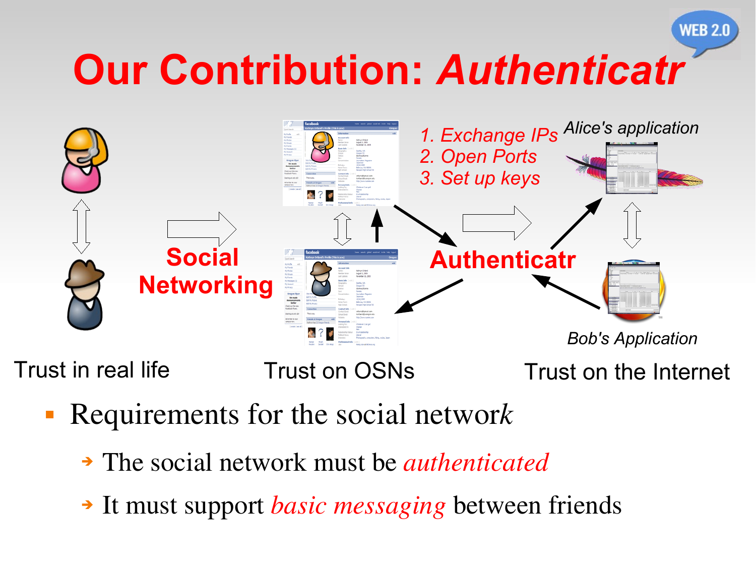# Our Contribution: *Authenticatr*

*1. Exchange IPs*
*2. Open Ports*
*3. Set up keys*

*Alice's application*

**Social Networking**

**Authenticatr**

*Bob's Application*

Trust in real life — Trust on OSNs — Trust on the Internet

- Requirements for the social network
  - The social network must be *authenticated*
  - It must support *basic messaging* between friends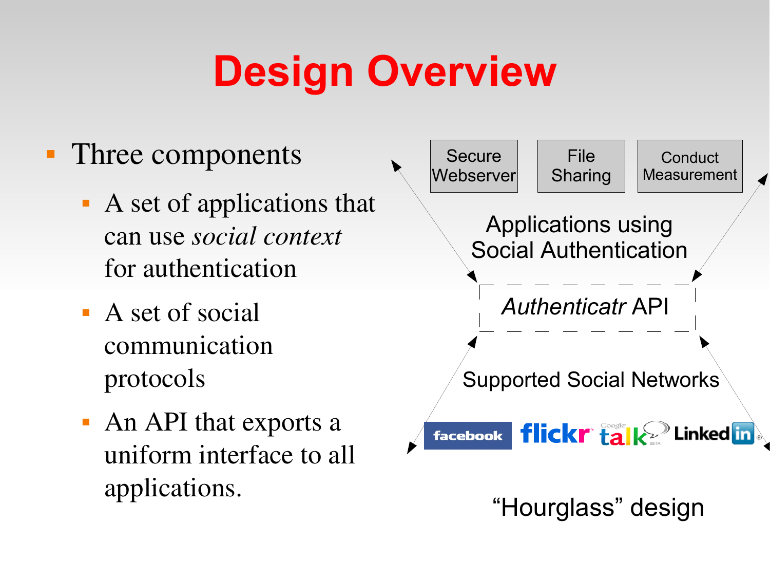# Design Overview

- Three components
  - A set of applications that can use *social context* for authentication
  - A set of social communication protocols
  - An API that exports a uniform interface to all applications.

Secure Webserver | File Sharing | Conduct Measurement

Applications using Social Authentication

*Authenticatr* API

Supported Social Networks

facebook flickr Google talk BETA LinkedIn

"Hourglass" design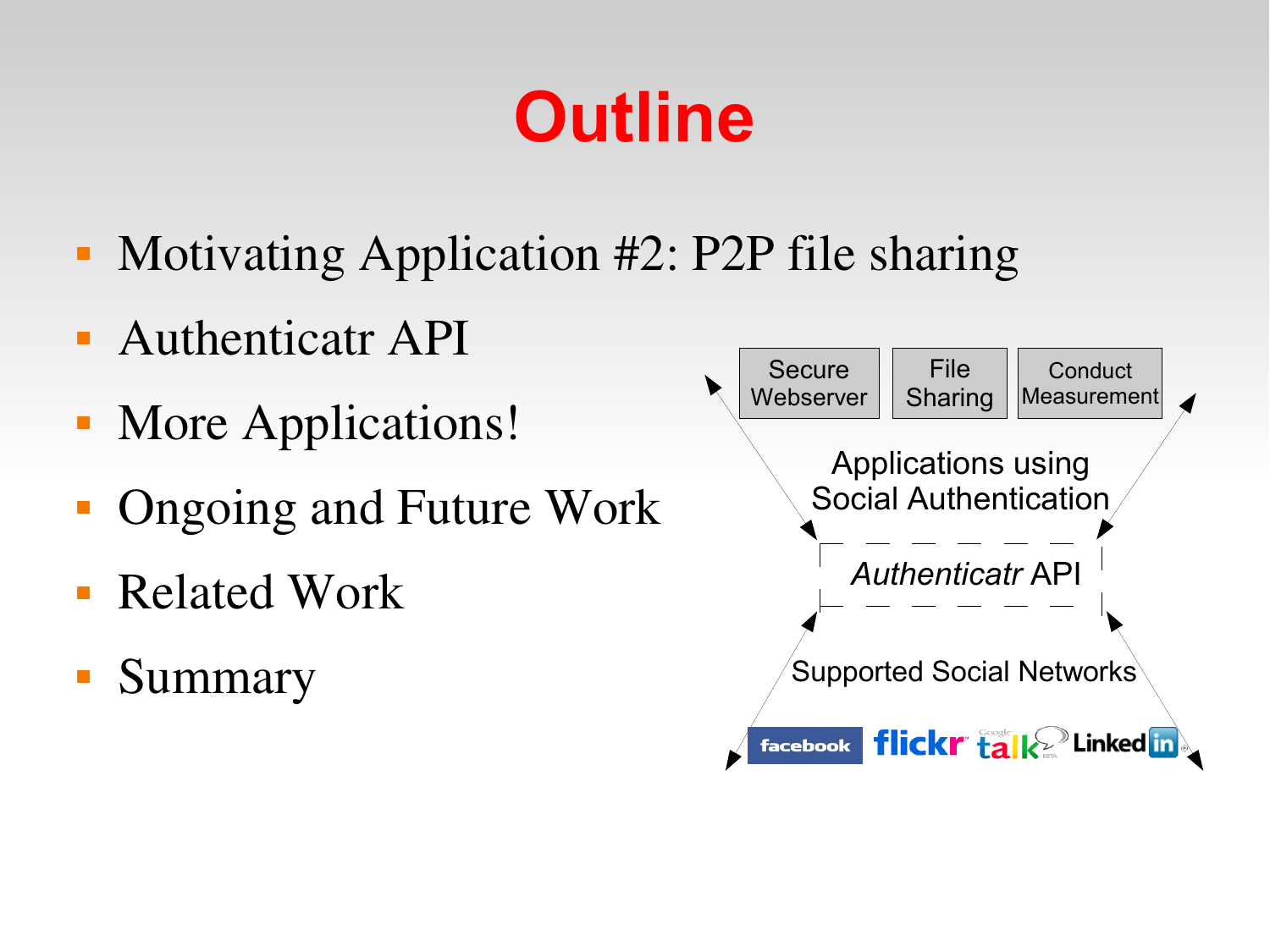# Outline

- Motivating Application #2: P2P file sharing
- Authenticatr API
- More Applications!
- Ongoing and Future Work
- Related Work
- Summary

Secure Webserver | File Sharing | Conduct Measurement

Applications using Social Authentication

*Authenticatr* API

Supported Social Networks

facebook flickr talk LinkedIn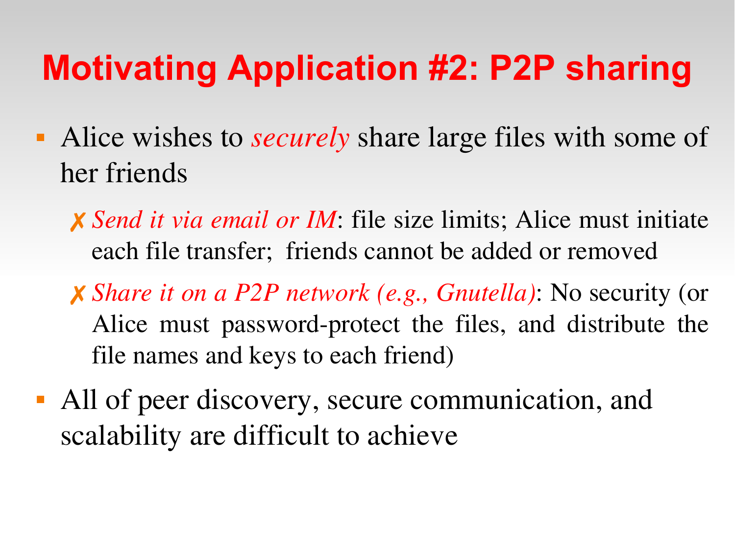# Motivating Application #2: P2P sharing

- Alice wishes to *securely* share large files with some of her friends
  - ✗ *Send it via email or IM*: file size limits; Alice must initiate each file transfer; friends cannot be added or removed
  - ✗ *Share it on a P2P network (e.g., Gnutella)*: No security (or Alice must password-protect the files, and distribute the file names and keys to each friend)
- All of peer discovery, secure communication, and scalability are difficult to achieve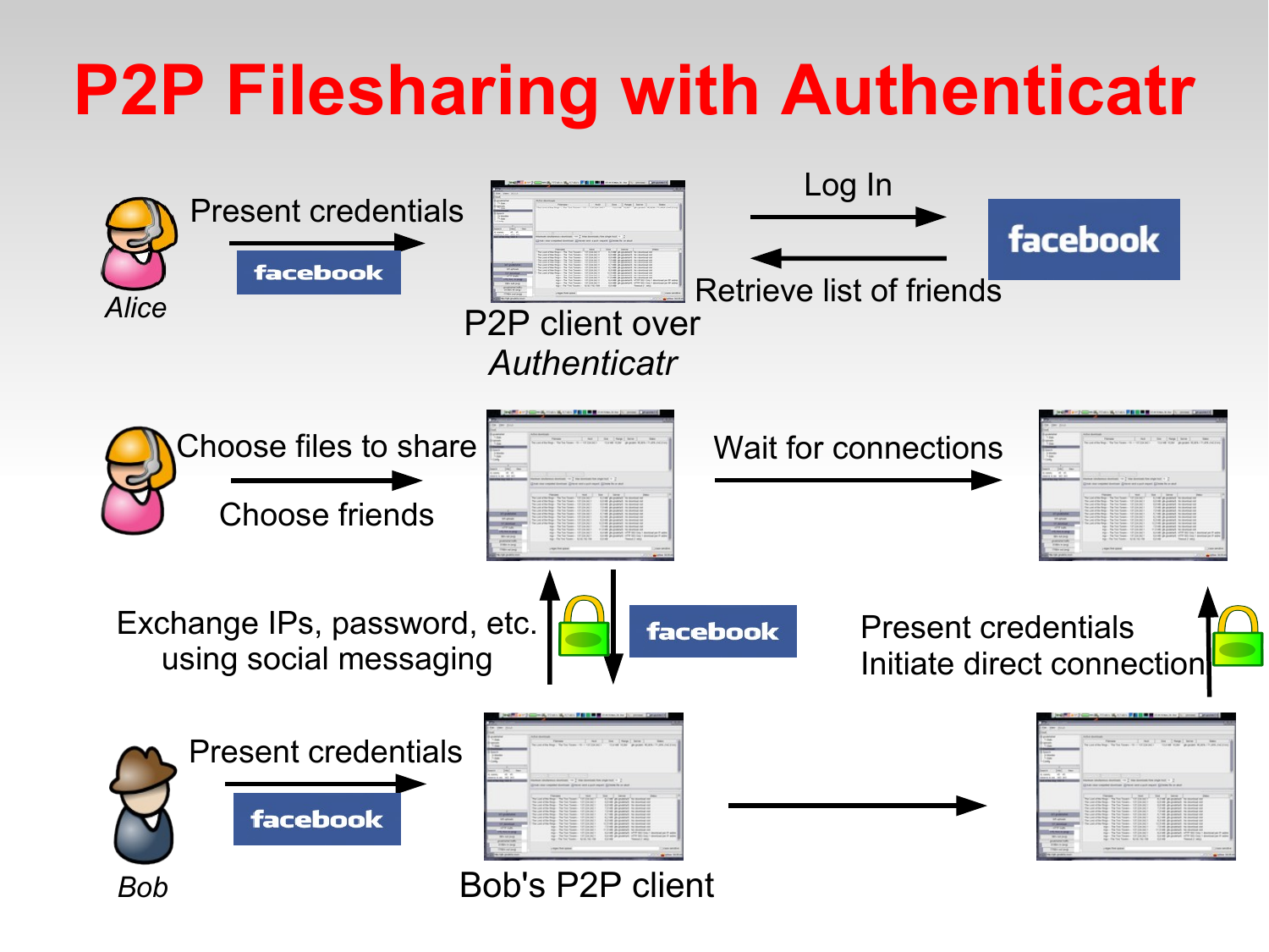# P2P Filesharing with Authenticatr

Alice — Present credentials (facebook) → P2P client over *Authenticatr*

P2P client over *Authenticatr* — Log In → facebook

facebook — Retrieve list of friends → P2P client over *Authenticatr*

Alice — Choose files to share, Choose friends → P2P client

P2P client — Wait for connections →

Exchange IPs, password, etc. using social messaging (facebook)

Present credentials
Initiate direct connection

Bob — Present credentials (facebook) → Bob's P2P client

*Alice*

*Bob*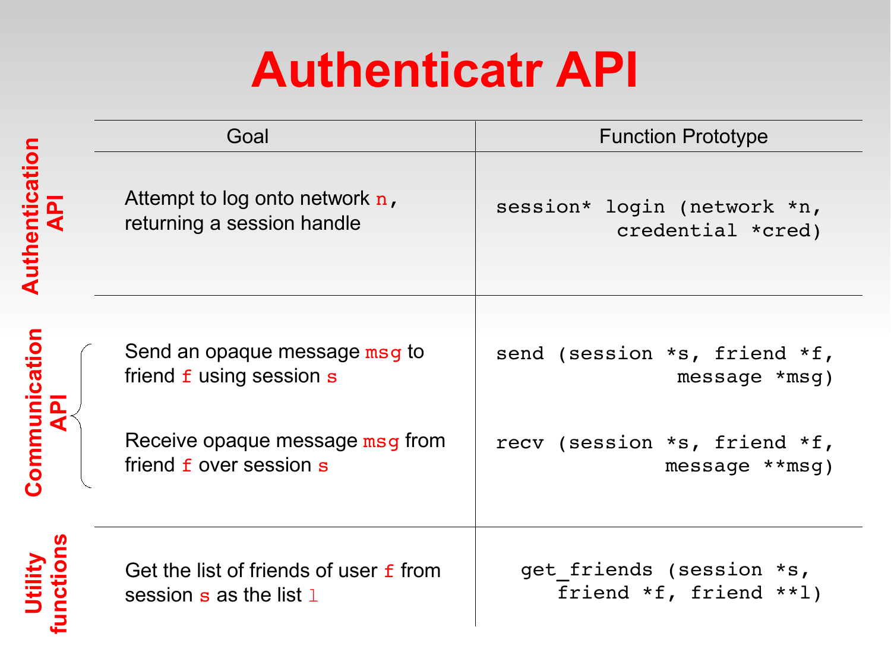# Authenticatr API

| | Goal | Function Prototype |
|---|---|---|
| **Authentication API** | Attempt to log onto network `n`, returning a session handle | `session* login (network *n, credential *cred)` |
| **Communication API** | Send an opaque message `msg` to friend `f` using session `s` | `send (session *s, friend *f, message *msg)` |
| | Receive opaque message `msg` from friend `f` over session `s` | `recv (session *s, friend *f, message **msg)` |
| **Utility functions** | Get the list of friends of user `f` from session `s` as the list `l` | `get_friends (session *s, friend *f, friend **l)` |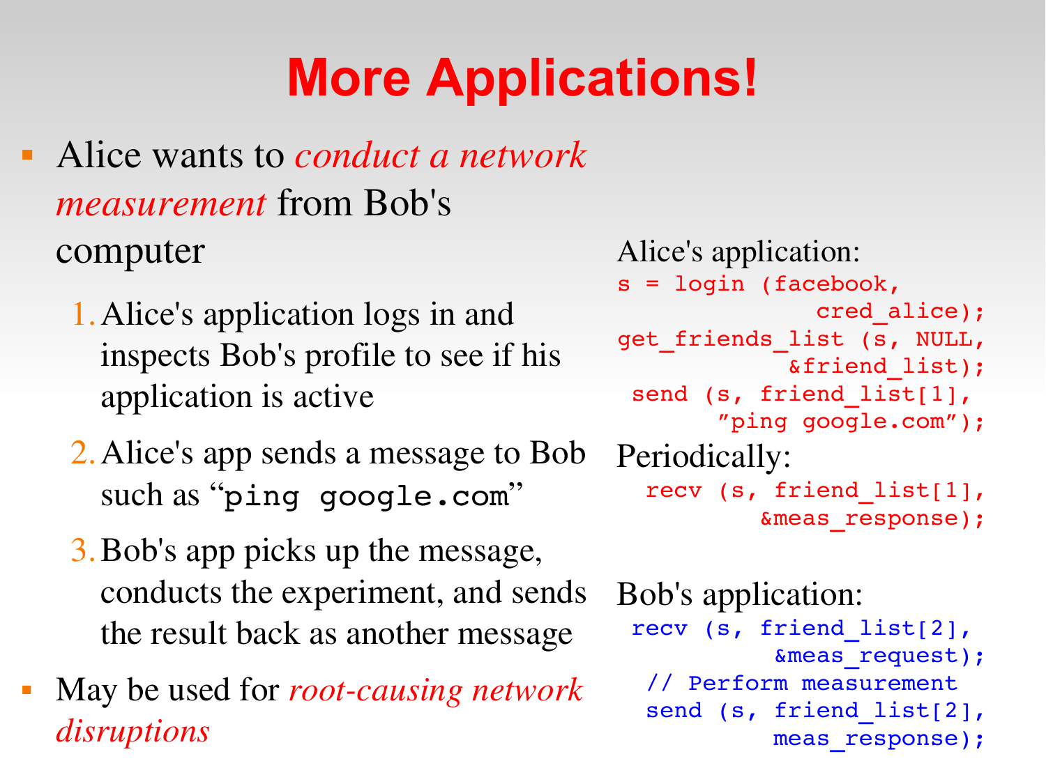# More Applications!

- Alice wants to *conduct a network measurement* from Bob's computer
  1. Alice's application logs in and inspects Bob's profile to see if his application is active
  2. Alice's app sends a message to Bob such as "`ping google.com`"
  3. Bob's app picks up the message, conducts the experiment, and sends the result back as another message
- May be used for *root-causing network disruptions*

Alice's application:

```
s = login (facebook,
           cred_alice);
get_friends_list (s, NULL,
           &friend_list);
send (s, friend_list[1],
      "ping google.com");
```

Periodically:

```
recv (s, friend_list[1],
      &meas_response);
```

Bob's application:

```
recv (s, friend_list[2],
      &meas_request);
// Perform measurement
send (s, friend_list[2],
      meas_response);
```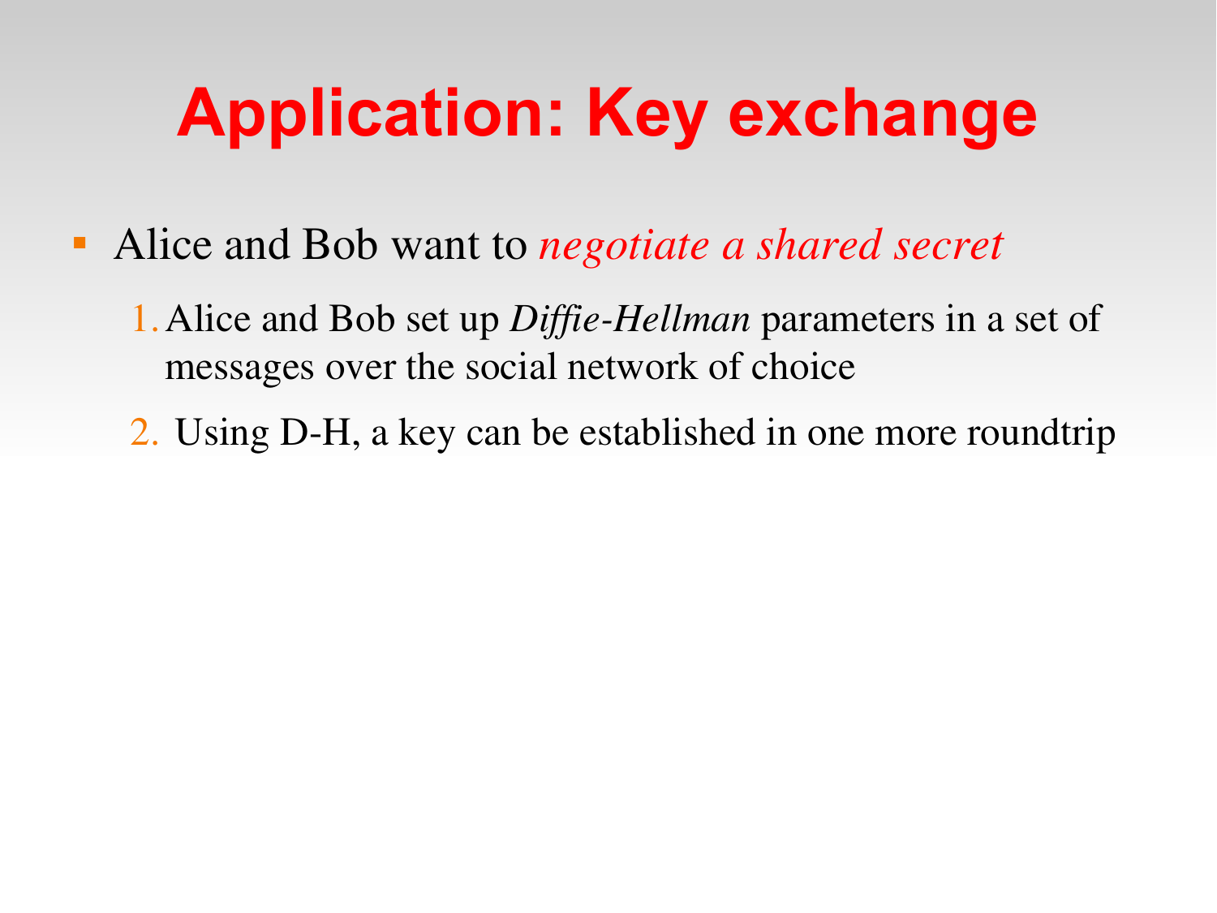# Application: Key exchange

- Alice and Bob want to *negotiate a shared secret*
  1. Alice and Bob set up *Diffie-Hellman* parameters in a set of messages over the social network of choice
  2. Using D-H, a key can be established in one more roundtrip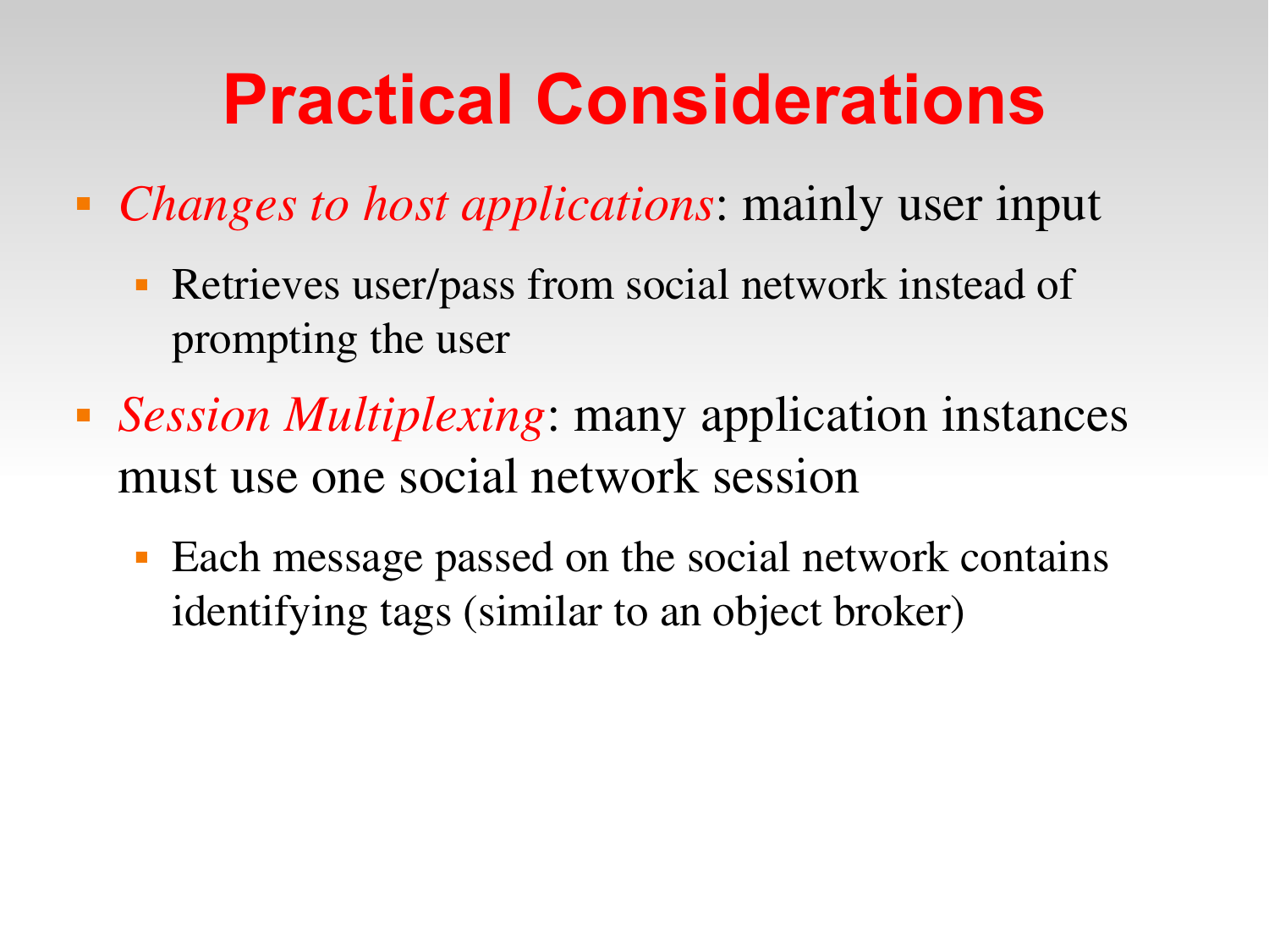# Practical Considerations

- *Changes to host applications*: mainly user input
  - Retrieves user/pass from social network instead of prompting the user
- *Session Multiplexing*: many application instances must use one social network session
  - Each message passed on the social network contains identifying tags (similar to an object broker)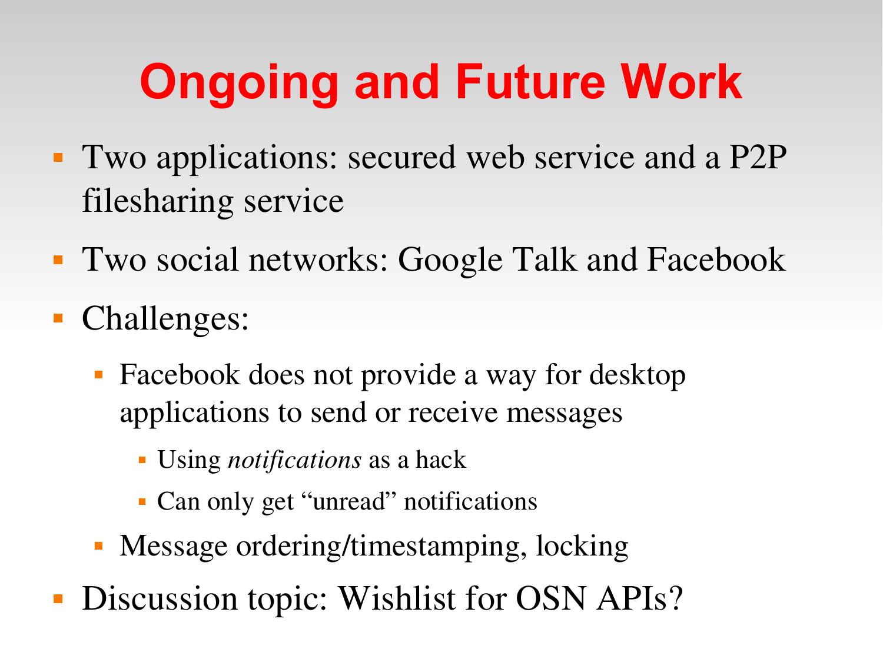# Ongoing and Future Work

- Two applications: secured web service and a P2P filesharing service
- Two social networks: Google Talk and Facebook
- Challenges:
  - Facebook does not provide a way for desktop applications to send or receive messages
    - Using *notifications* as a hack
    - Can only get "unread" notifications
  - Message ordering/timestamping, locking
- Discussion topic: Wishlist for OSN APIs?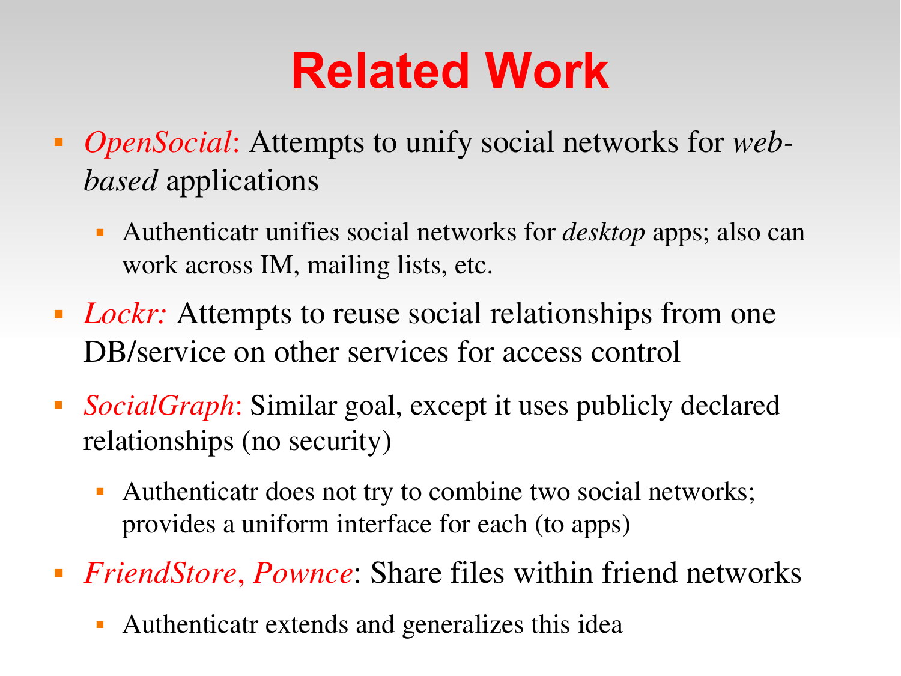# Related Work

- *OpenSocial*: Attempts to unify social networks for *web-based* applications
  - Authenticatr unifies social networks for *desktop* apps; also can work across IM, mailing lists, etc.
- *Lockr:* Attempts to reuse social relationships from one DB/service on other services for access control
- *SocialGraph*: Similar goal, except it uses publicly declared relationships (no security)
  - Authenticatr does not try to combine two social networks; provides a uniform interface for each (to apps)
- *FriendStore*, *Pownce*: Share files within friend networks
  - Authenticatr extends and generalizes this idea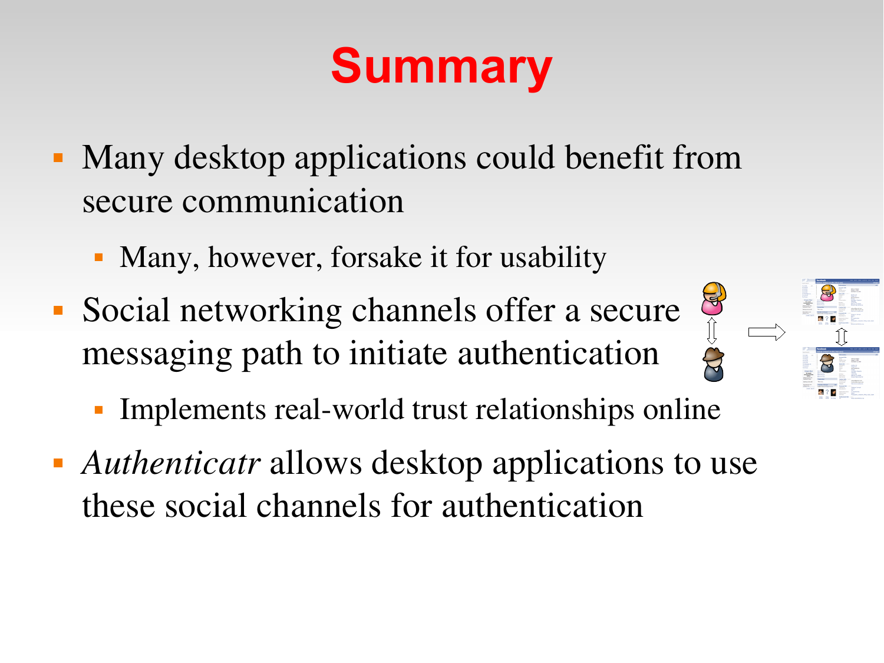# Summary

- Many desktop applications could benefit from secure communication
  - Many, however, forsake it for usability
- Social networking channels offer a secure messaging path to initiate authentication
  - Implements real-world trust relationships online
- *Authenticatr* allows desktop applications to use these social channels for authentication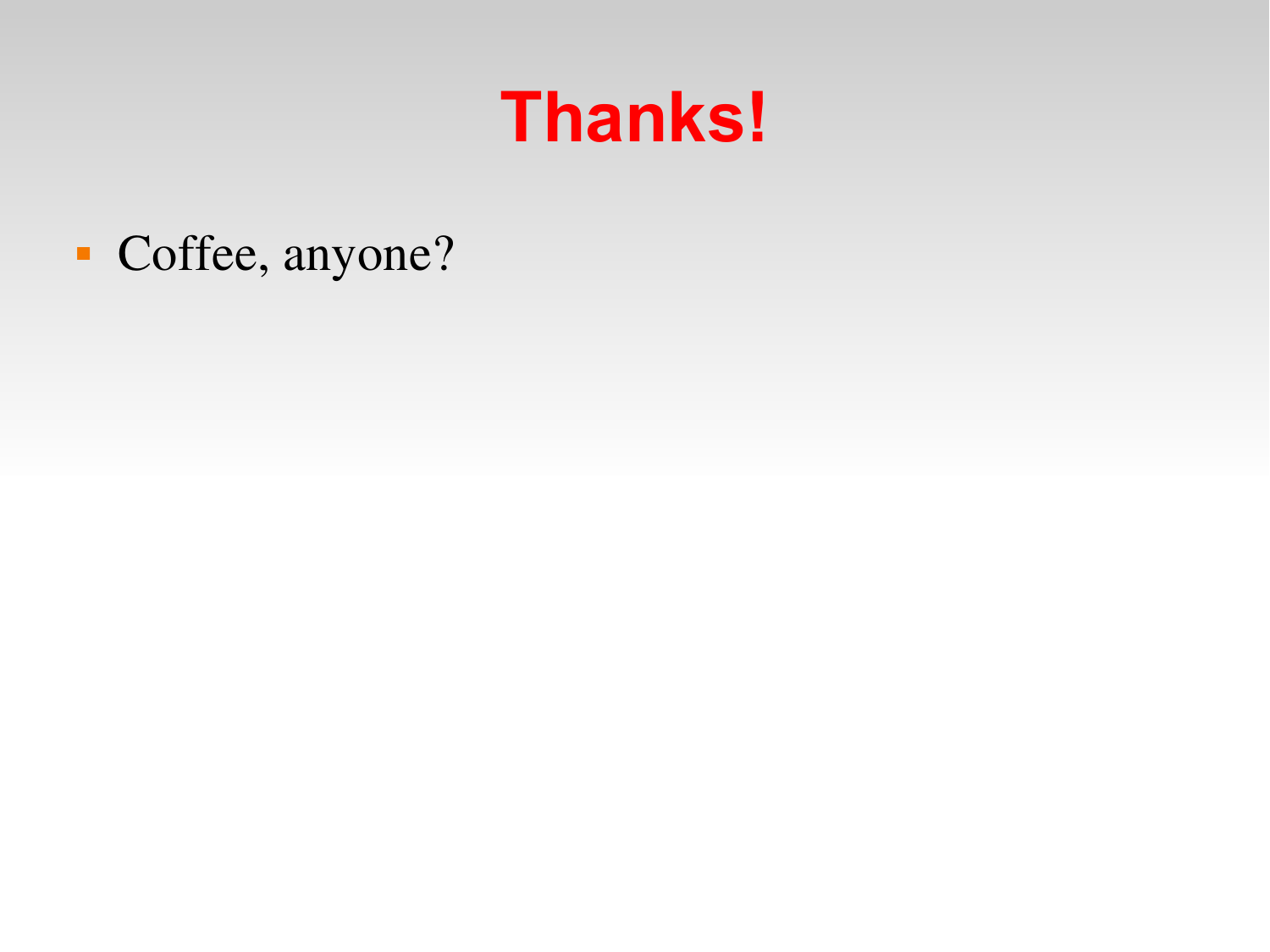# Thanks!

- Coffee, anyone?